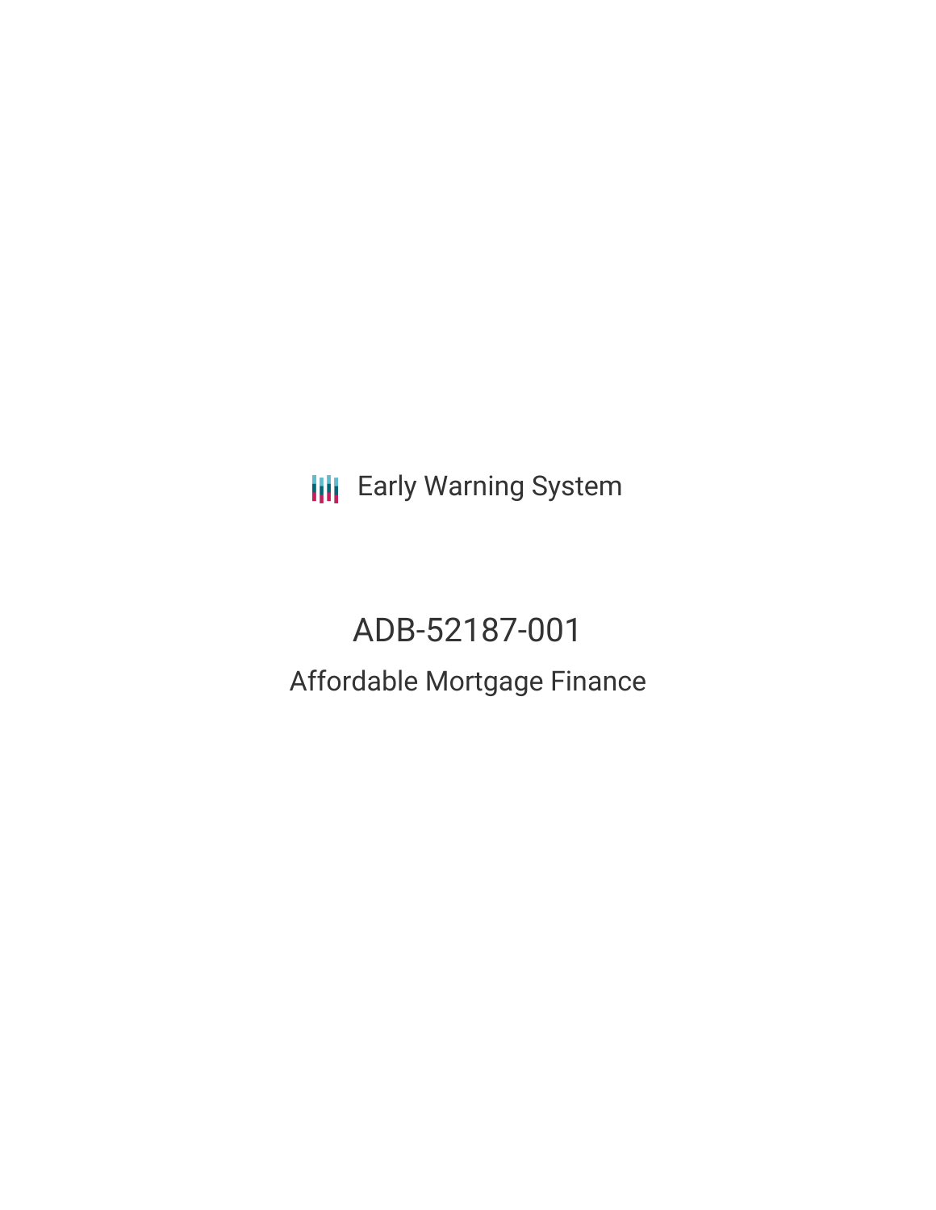Early Warning System

# ADB-52187-001

## Affordable Mortgage Finance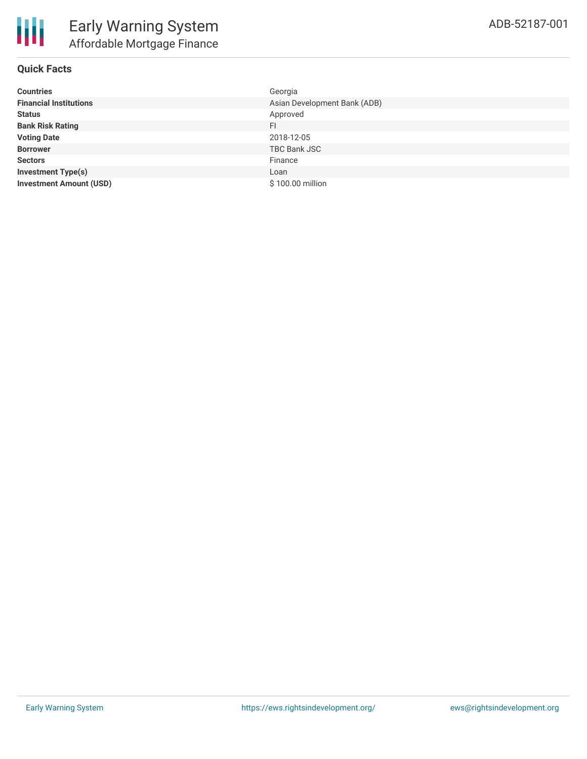# Early Warning System

## Affordable Mortgage Finance

ADB-52187-001

### Quick Facts

| | |
|---|---|
| **Countries** | Georgia |
| **Financial Institutions** | Asian Development Bank (ADB) |
| **Status** | Approved |
| **Bank Risk Rating** | FI |
| **Voting Date** | 2018-12-05 |
| **Borrower** | TBC Bank JSC |
| **Sectors** | Finance |
| **Investment Type(s)** | Loan |
| **Investment Amount (USD)** | $ 100.00 million |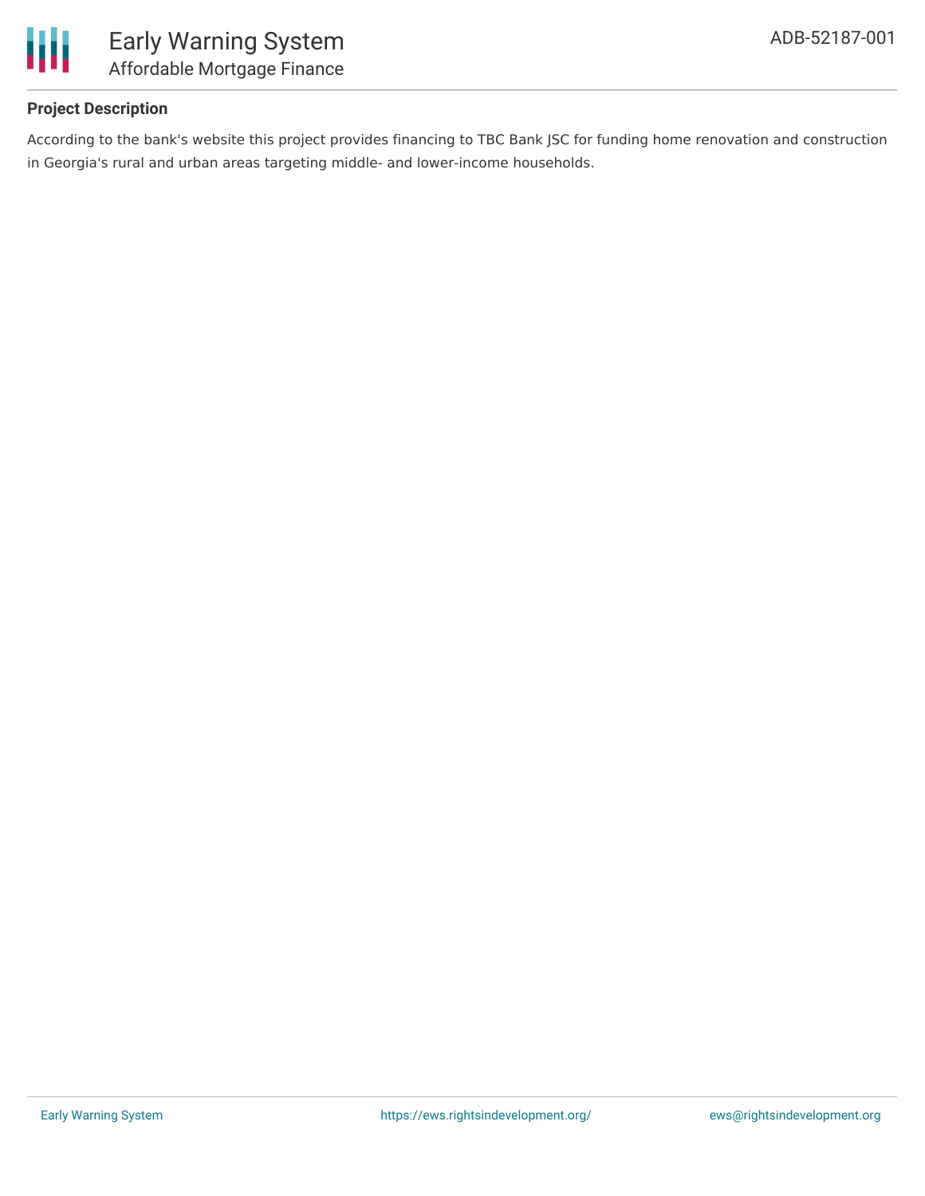### Project Description

According to the bank's website this project provides financing to TBC Bank JSC for funding home renovation and construction in Georgia's rural and urban areas targeting middle- and lower-income households.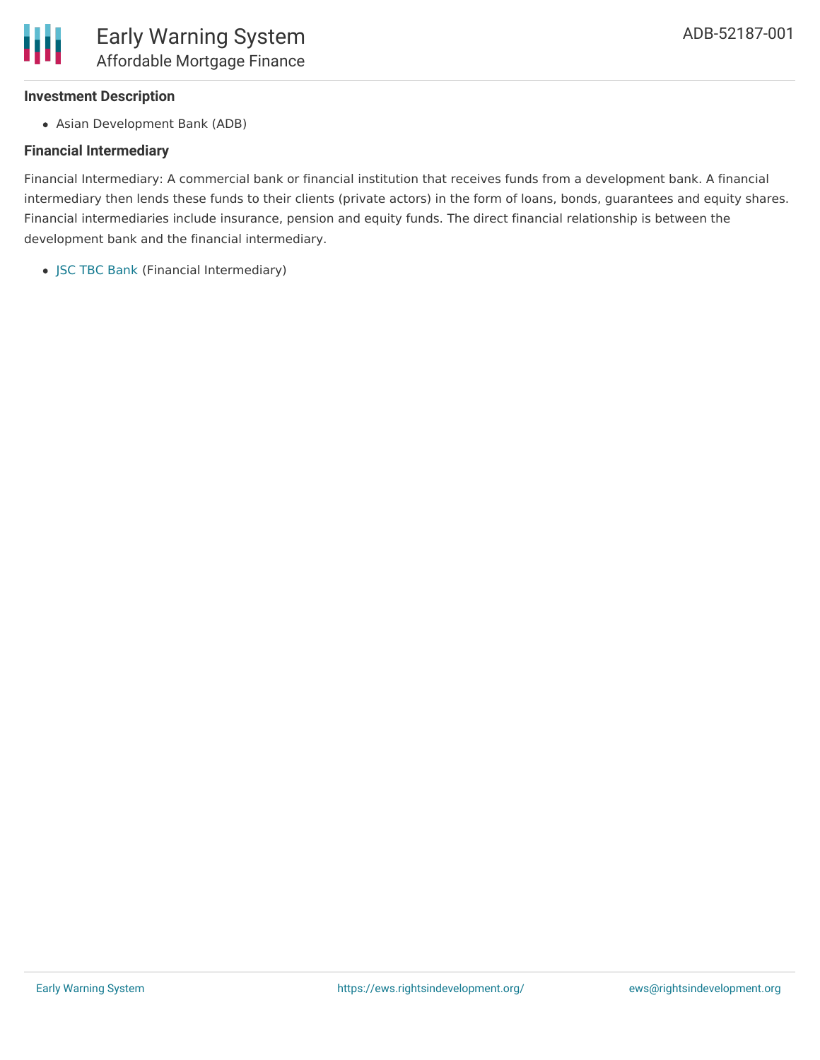### Investment Description

- Asian Development Bank (ADB)

### Financial Intermediary

Financial Intermediary: A commercial bank or financial institution that receives funds from a development bank. A financial intermediary then lends these funds to their clients (private actors) in the form of loans, bonds, guarantees and equity shares. Financial intermediaries include insurance, pension and equity funds. The direct financial relationship is between the development bank and the financial intermediary.

- JSC TBC Bank (Financial Intermediary)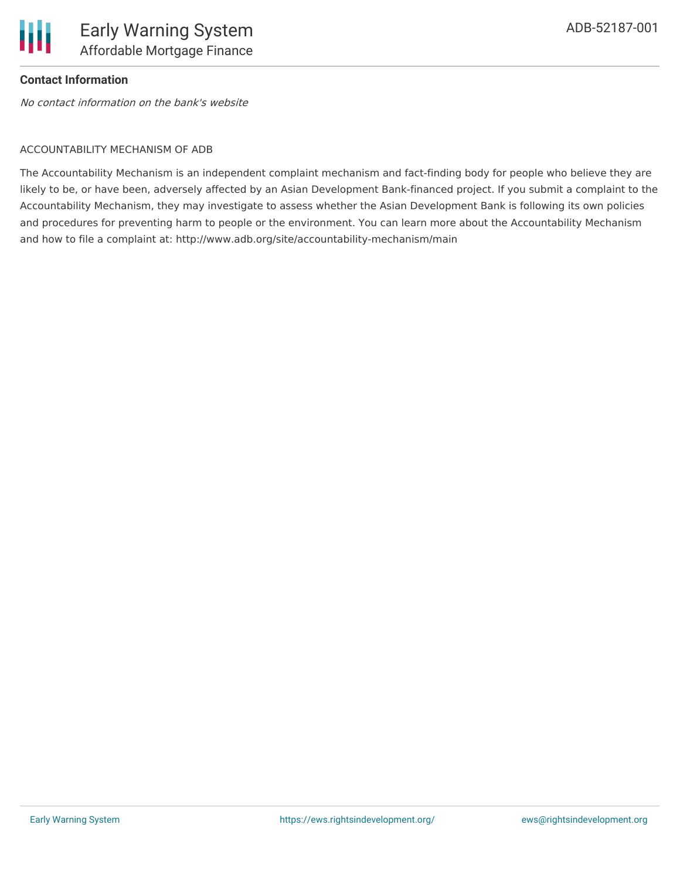**Contact Information**

*No contact information on the bank's website*

ACCOUNTABILITY MECHANISM OF ADB

The Accountability Mechanism is an independent complaint mechanism and fact-finding body for people who believe they are likely to be, or have been, adversely affected by an Asian Development Bank-financed project. If you submit a complaint to the Accountability Mechanism, they may investigate to assess whether the Asian Development Bank is following its own policies and procedures for preventing harm to people or the environment. You can learn more about the Accountability Mechanism and how to file a complaint at: http://www.adb.org/site/accountability-mechanism/main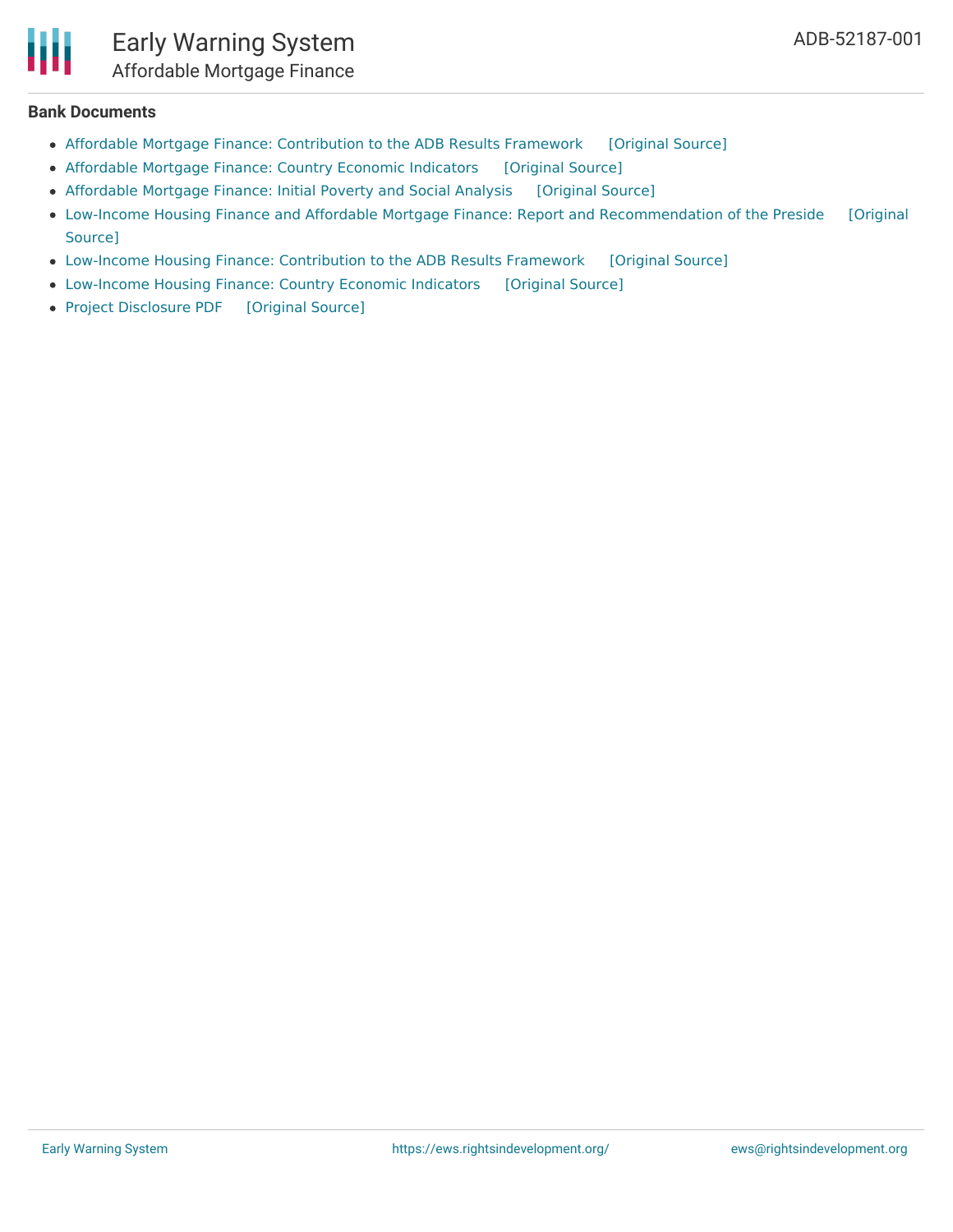## Bank Documents

- Affordable Mortgage Finance: Contribution to the ADB Results Framework [Original Source]
- Affordable Mortgage Finance: Country Economic Indicators [Original Source]
- Affordable Mortgage Finance: Initial Poverty and Social Analysis [Original Source]
- Low-Income Housing Finance and Affordable Mortgage Finance: Report and Recommendation of the Preside [Original Source]
- Low-Income Housing Finance: Contribution to the ADB Results Framework [Original Source]
- Low-Income Housing Finance: Country Economic Indicators [Original Source]
- Project Disclosure PDF [Original Source]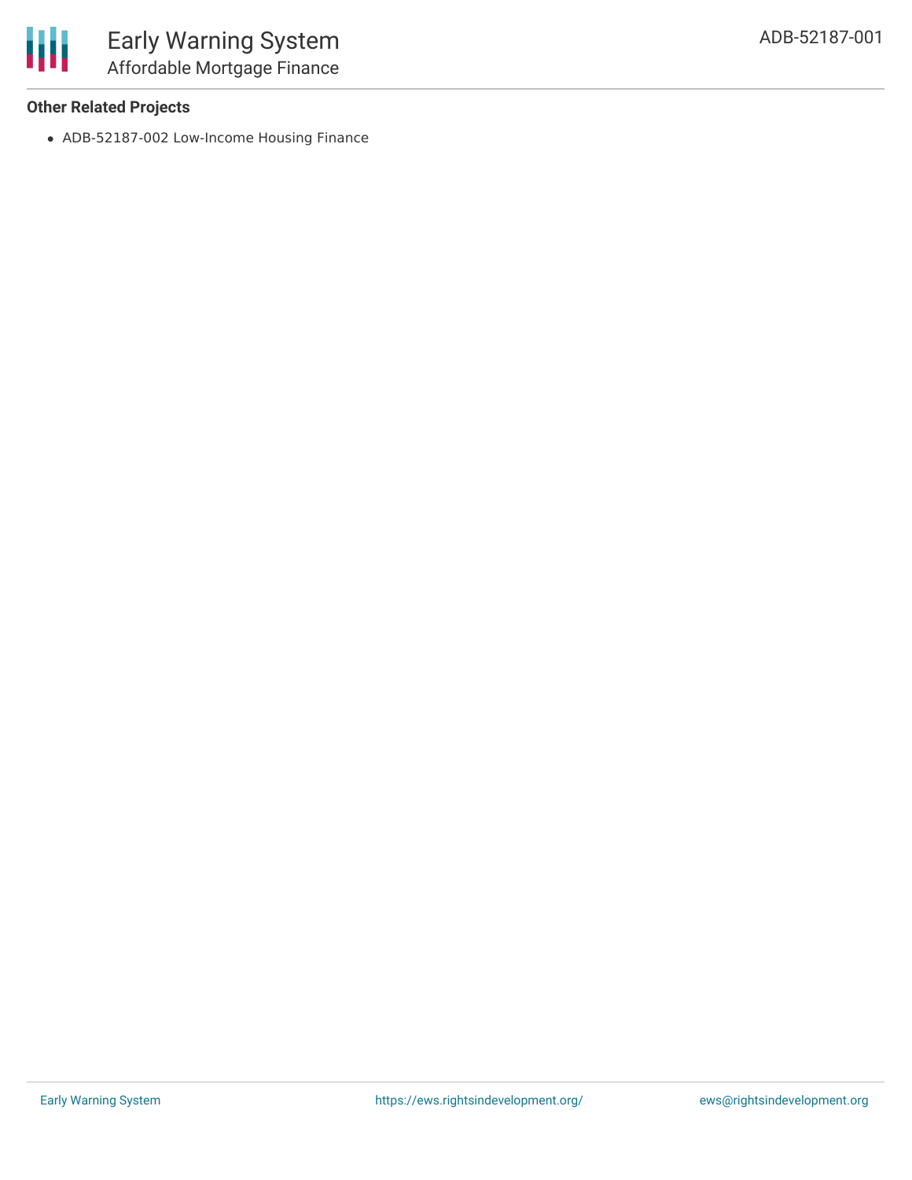**Other Related Projects**

- ADB-52187-002 Low-Income Housing Finance